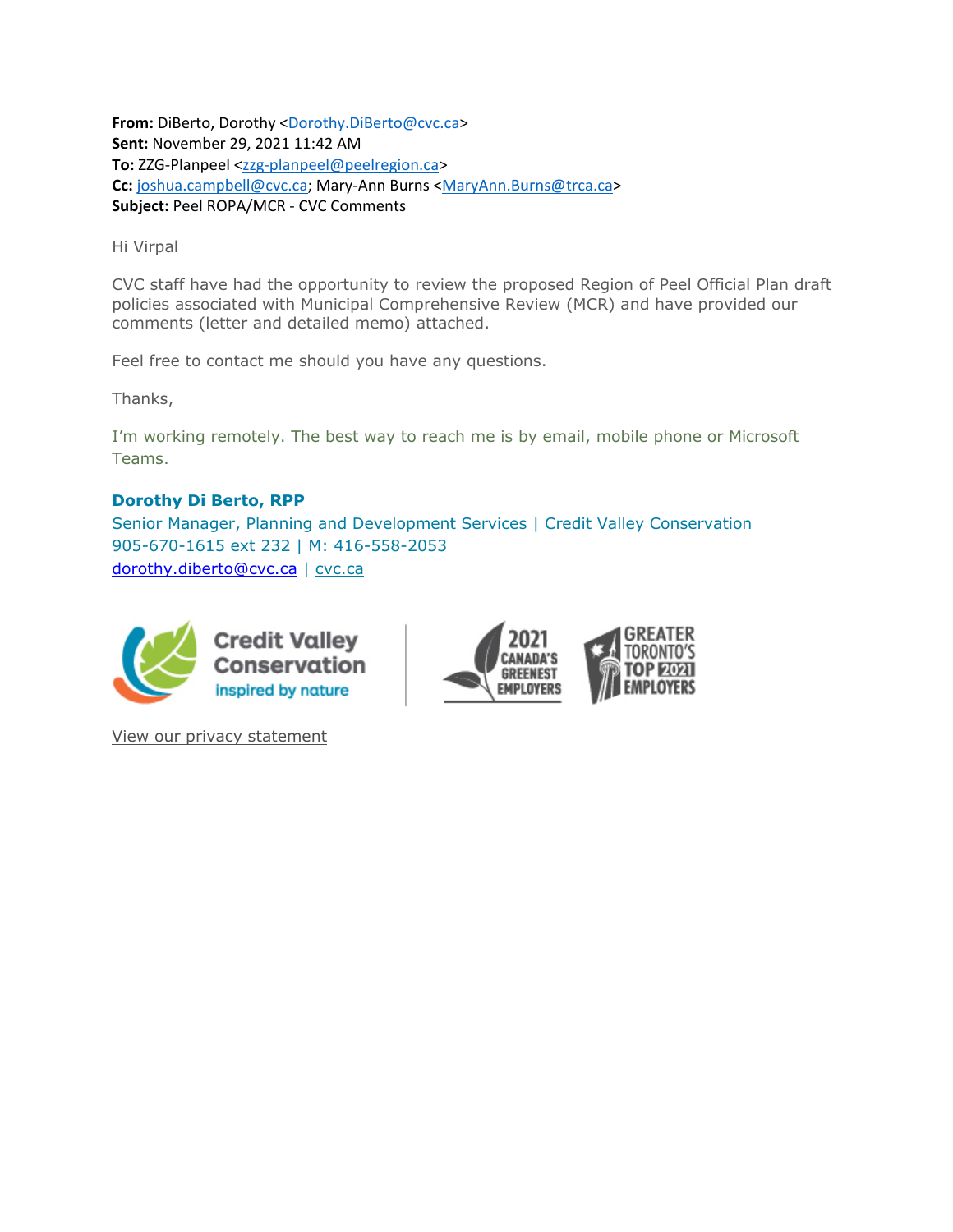**From:** DiBerto, Dorothy <Dorothy.DiBerto@cvc.ca>
**Sent:** November 29, 2021 11:42 AM
**To:** ZZG-Planpeel <zzg-planpeel@peelregion.ca>
**Cc:** joshua.campbell@cvc.ca; Mary-Ann Burns <MaryAnn.Burns@trca.ca>
**Subject:** Peel ROPA/MCR - CVC Comments

Hi Virpal

CVC staff have had the opportunity to review the proposed Region of Peel Official Plan draft policies associated with Municipal Comprehensive Review (MCR) and have provided our comments (letter and detailed memo) attached.

Feel free to contact me should you have any questions.

Thanks,

I'm working remotely. The best way to reach me is by email, mobile phone or Microsoft Teams.

**Dorothy Di Berto, RPP**
Senior Manager, Planning and Development Services | Credit Valley Conservation
905-670-1615 ext 232 | M: 416-558-2053
dorothy.diberto@cvc.ca | cvc.ca

Credit Valley Conservation
inspired by nature

2021 Canada's Greenest Employers

Greater Toronto's Top 2021 Employers

View our privacy statement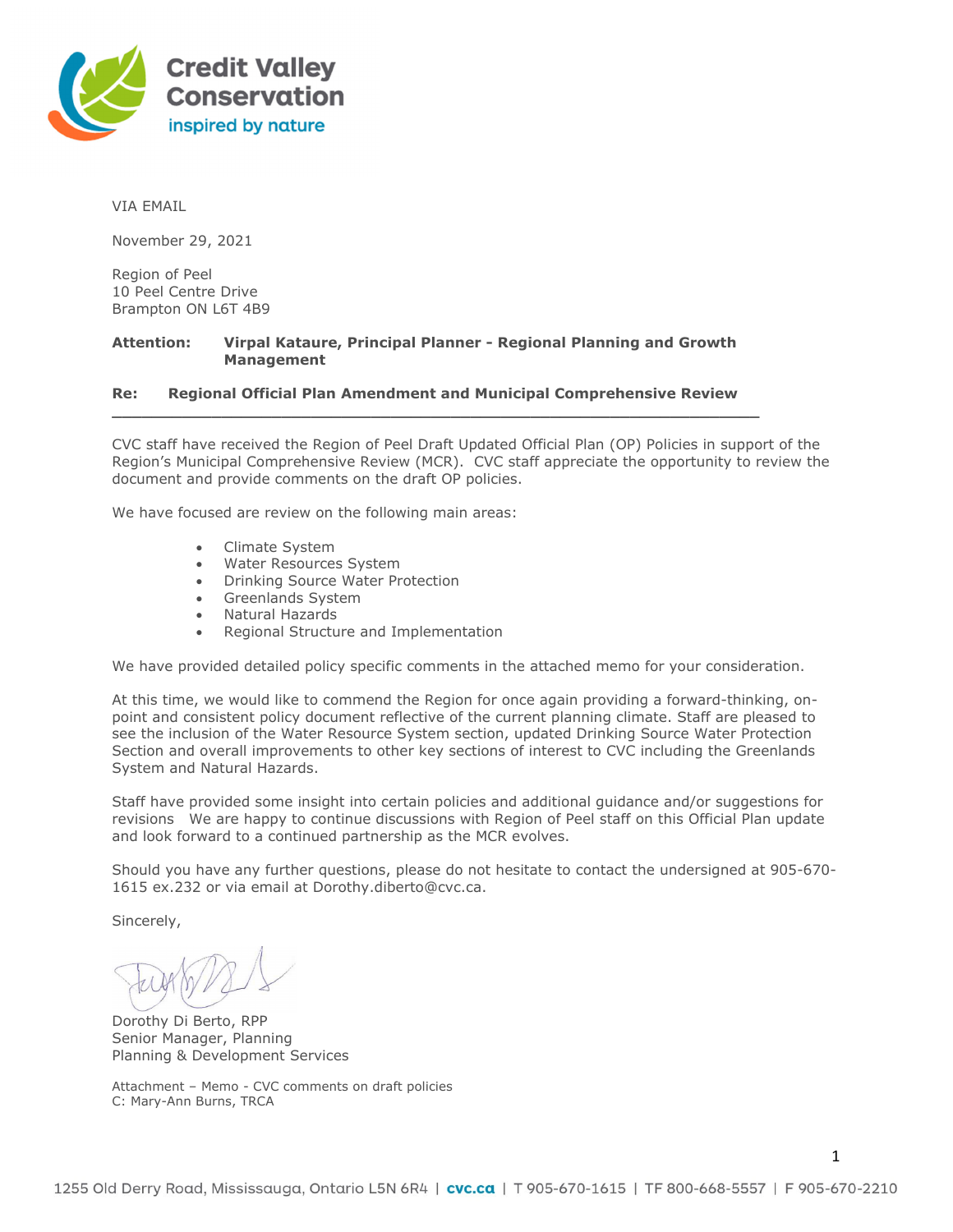VIA EMAIL

November 29, 2021

Region of Peel
10 Peel Centre Drive
Brampton ON L6T 4B9

**Attention:** **Virpal Kataure, Principal Planner - Regional Planning and Growth Management**

**Re: Regional Official Plan Amendment and Municipal Comprehensive Review**

---

CVC staff have received the Region of Peel Draft Updated Official Plan (OP) Policies in support of the Region's Municipal Comprehensive Review (MCR). CVC staff appreciate the opportunity to review the document and provide comments on the draft OP policies.

We have focused are review on the following main areas:

- Climate System
- Water Resources System
- Drinking Source Water Protection
- Greenlands System
- Natural Hazards
- Regional Structure and Implementation

We have provided detailed policy specific comments in the attached memo for your consideration.

At this time, we would like to commend the Region for once again providing a forward-thinking, on-point and consistent policy document reflective of the current planning climate. Staff are pleased to see the inclusion of the Water Resource System section, updated Drinking Source Water Protection Section and overall improvements to other key sections of interest to CVC including the Greenlands System and Natural Hazards.

Staff have provided some insight into certain policies and additional guidance and/or suggestions for revisions We are happy to continue discussions with Region of Peel staff on this Official Plan update and look forward to a continued partnership as the MCR evolves.

Should you have any further questions, please do not hesitate to contact the undersigned at 905-670-1615 ex.232 or via email at Dorothy.diberto@cvc.ca.

Sincerely,

Dorothy Di Berto, RPP
Senior Manager, Planning
Planning & Development Services

Attachment – Memo - CVC comments on draft policies
C: Mary-Ann Burns, TRCA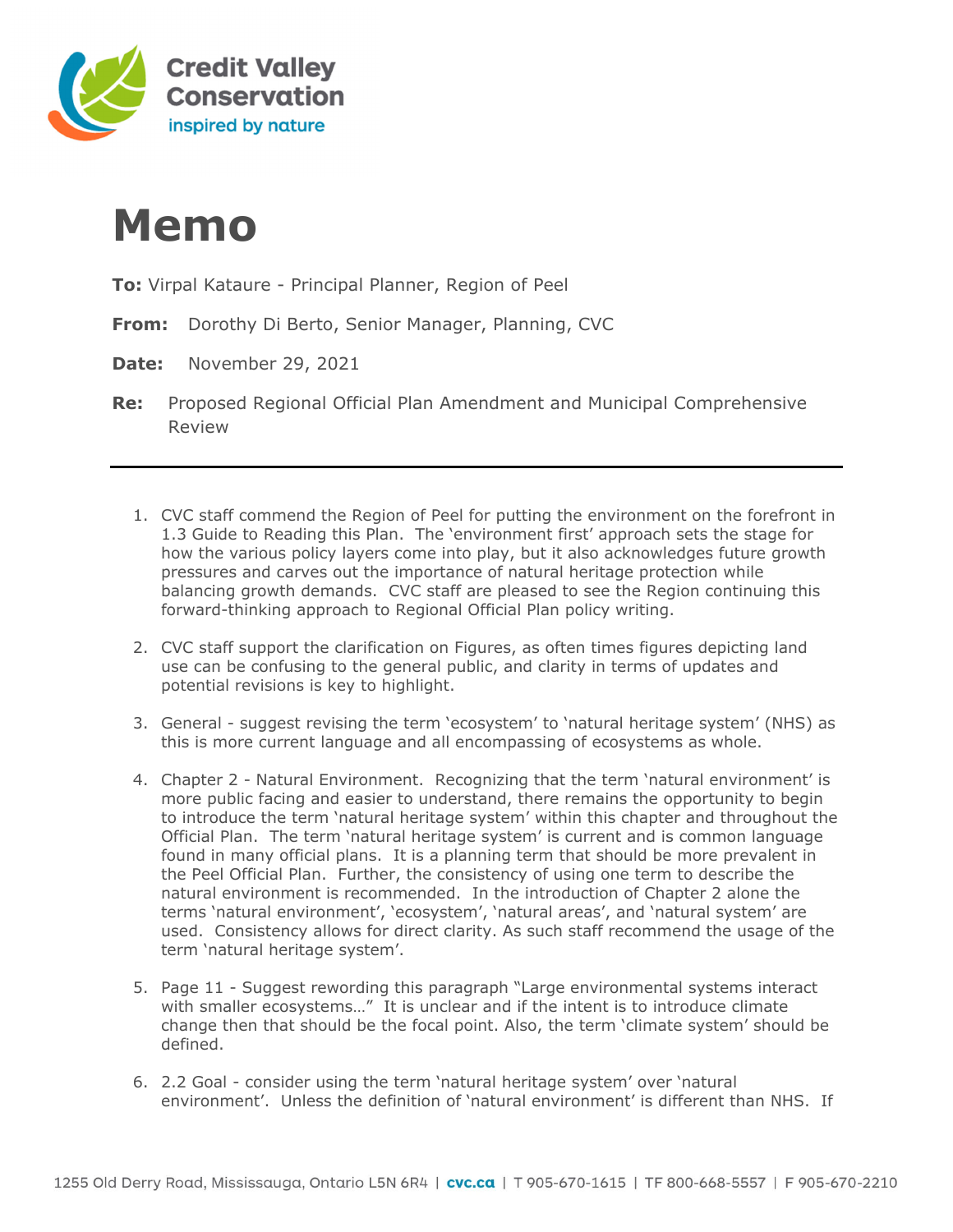# Memo

**To:** Virpal Kataure - Principal Planner, Region of Peel

**From:** Dorothy Di Berto, Senior Manager, Planning, CVC

**Date:** November 29, 2021

**Re:** Proposed Regional Official Plan Amendment and Municipal Comprehensive Review

---

1. CVC staff commend the Region of Peel for putting the environment on the forefront in 1.3 Guide to Reading this Plan. The 'environment first' approach sets the stage for how the various policy layers come into play, but it also acknowledges future growth pressures and carves out the importance of natural heritage protection while balancing growth demands. CVC staff are pleased to see the Region continuing this forward-thinking approach to Regional Official Plan policy writing.

2. CVC staff support the clarification on Figures, as often times figures depicting land use can be confusing to the general public, and clarity in terms of updates and potential revisions is key to highlight.

3. General - suggest revising the term 'ecosystem' to 'natural heritage system' (NHS) as this is more current language and all encompassing of ecosystems as whole.

4. Chapter 2 - Natural Environment. Recognizing that the term 'natural environment' is more public facing and easier to understand, there remains the opportunity to begin to introduce the term 'natural heritage system' within this chapter and throughout the Official Plan. The term 'natural heritage system' is current and is common language found in many official plans. It is a planning term that should be more prevalent in the Peel Official Plan. Further, the consistency of using one term to describe the natural environment is recommended. In the introduction of Chapter 2 alone the terms 'natural environment', 'ecosystem', 'natural areas', and 'natural system' are used. Consistency allows for direct clarity. As such staff recommend the usage of the term 'natural heritage system'.

5. Page 11 - Suggest rewording this paragraph "Large environmental systems interact with smaller ecosystems…" It is unclear and if the intent is to introduce climate change then that should be the focal point. Also, the term 'climate system' should be defined.

6. 2.2 Goal - consider using the term 'natural heritage system' over 'natural environment'. Unless the definition of 'natural environment' is different than NHS. If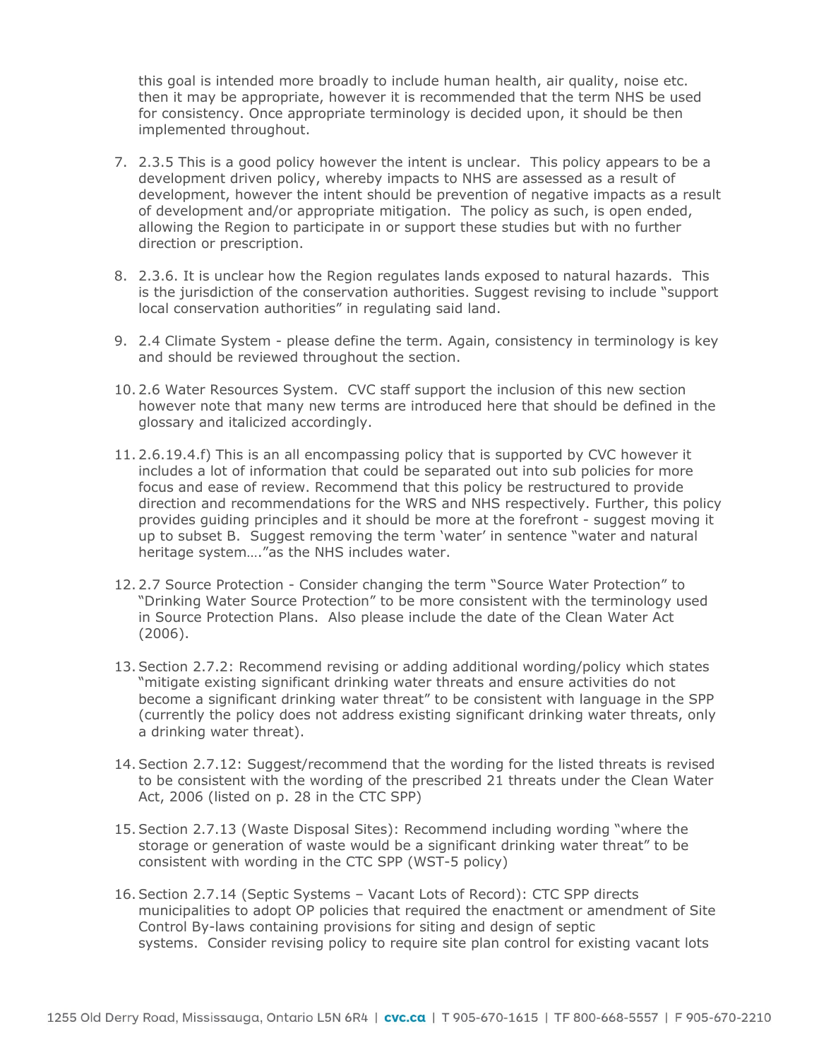this goal is intended more broadly to include human health, air quality, noise etc. then it may be appropriate, however it is recommended that the term NHS be used for consistency. Once appropriate terminology is decided upon, it should be then implemented throughout.

7. 2.3.5 This is a good policy however the intent is unclear. This policy appears to be a development driven policy, whereby impacts to NHS are assessed as a result of development, however the intent should be prevention of negative impacts as a result of development and/or appropriate mitigation. The policy as such, is open ended, allowing the Region to participate in or support these studies but with no further direction or prescription.

8. 2.3.6. It is unclear how the Region regulates lands exposed to natural hazards. This is the jurisdiction of the conservation authorities. Suggest revising to include "support local conservation authorities" in regulating said land.

9. 2.4 Climate System - please define the term. Again, consistency in terminology is key and should be reviewed throughout the section.

10. 2.6 Water Resources System. CVC staff support the inclusion of this new section however note that many new terms are introduced here that should be defined in the glossary and italicized accordingly.

11. 2.6.19.4.f) This is an all encompassing policy that is supported by CVC however it includes a lot of information that could be separated out into sub policies for more focus and ease of review. Recommend that this policy be restructured to provide direction and recommendations for the WRS and NHS respectively. Further, this policy provides guiding principles and it should be more at the forefront - suggest moving it up to subset B. Suggest removing the term 'water' in sentence "water and natural heritage system…."as the NHS includes water.

12. 2.7 Source Protection - Consider changing the term "Source Water Protection" to "Drinking Water Source Protection" to be more consistent with the terminology used in Source Protection Plans. Also please include the date of the Clean Water Act (2006).

13. Section 2.7.2: Recommend revising or adding additional wording/policy which states "mitigate existing significant drinking water threats and ensure activities do not become a significant drinking water threat" to be consistent with language in the SPP (currently the policy does not address existing significant drinking water threats, only a drinking water threat).

14. Section 2.7.12: Suggest/recommend that the wording for the listed threats is revised to be consistent with the wording of the prescribed 21 threats under the Clean Water Act, 2006 (listed on p. 28 in the CTC SPP)

15. Section 2.7.13 (Waste Disposal Sites): Recommend including wording "where the storage or generation of waste would be a significant drinking water threat" to be consistent with wording in the CTC SPP (WST-5 policy)

16. Section 2.7.14 (Septic Systems – Vacant Lots of Record): CTC SPP directs municipalities to adopt OP policies that required the enactment or amendment of Site Control By-laws containing provisions for siting and design of septic systems. Consider revising policy to require site plan control for existing vacant lots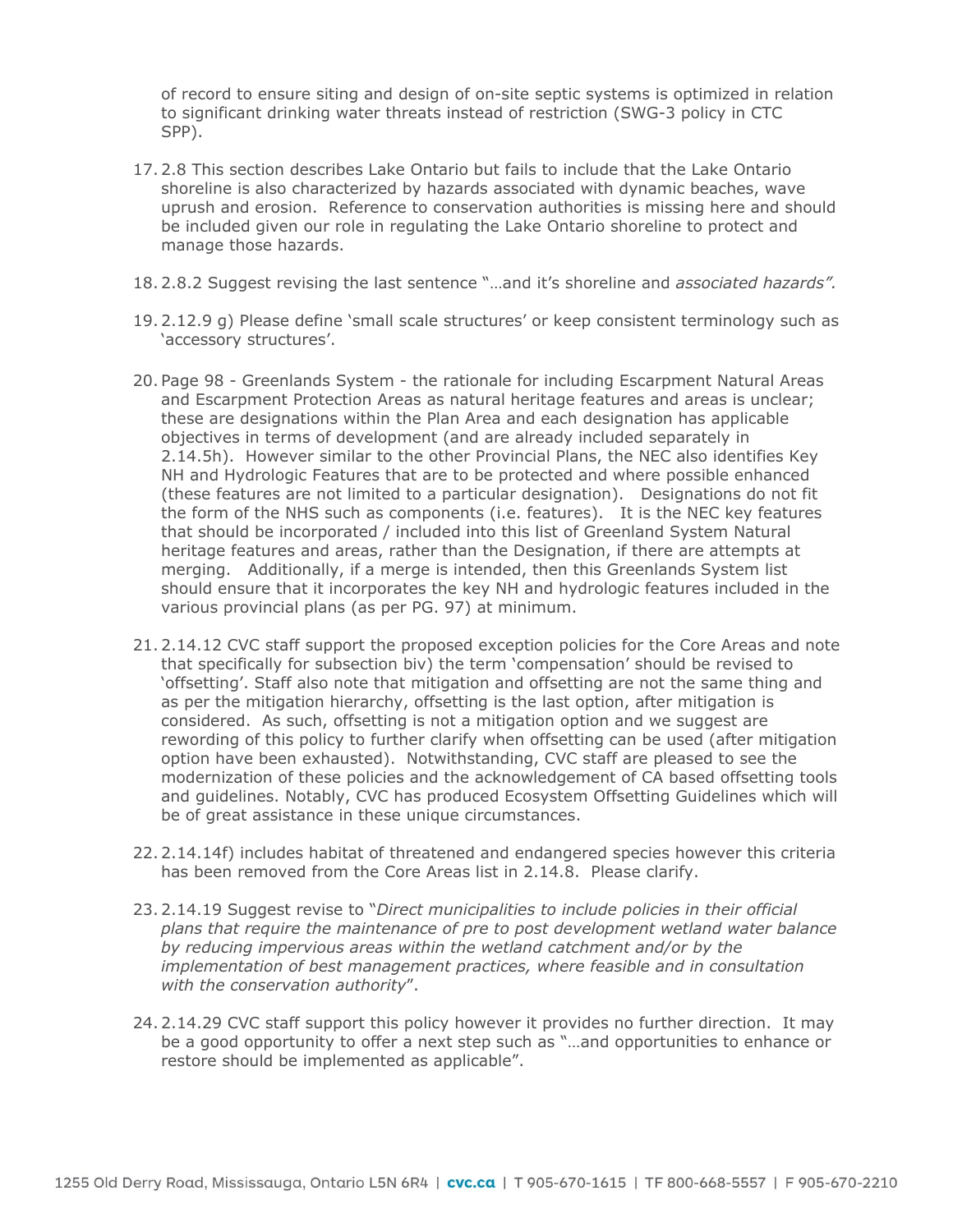of record to ensure siting and design of on-site septic systems is optimized in relation to significant drinking water threats instead of restriction (SWG-3 policy in CTC SPP).

17. 2.8 This section describes Lake Ontario but fails to include that the Lake Ontario shoreline is also characterized by hazards associated with dynamic beaches, wave uprush and erosion. Reference to conservation authorities is missing here and should be included given our role in regulating the Lake Ontario shoreline to protect and manage those hazards.

18. 2.8.2 Suggest revising the last sentence "…and it's shoreline and *associated hazards".*

19. 2.12.9 g) Please define 'small scale structures' or keep consistent terminology such as 'accessory structures'.

20. Page 98 - Greenlands System - the rationale for including Escarpment Natural Areas and Escarpment Protection Areas as natural heritage features and areas is unclear; these are designations within the Plan Area and each designation has applicable objectives in terms of development (and are already included separately in 2.14.5h). However similar to the other Provincial Plans, the NEC also identifies Key NH and Hydrologic Features that are to be protected and where possible enhanced (these features are not limited to a particular designation). Designations do not fit the form of the NHS such as components (i.e. features). It is the NEC key features that should be incorporated / included into this list of Greenland System Natural heritage features and areas, rather than the Designation, if there are attempts at merging. Additionally, if a merge is intended, then this Greenlands System list should ensure that it incorporates the key NH and hydrologic features included in the various provincial plans (as per PG. 97) at minimum.

21. 2.14.12 CVC staff support the proposed exception policies for the Core Areas and note that specifically for subsection biv) the term 'compensation' should be revised to 'offsetting'. Staff also note that mitigation and offsetting are not the same thing and as per the mitigation hierarchy, offsetting is the last option, after mitigation is considered. As such, offsetting is not a mitigation option and we suggest are rewording of this policy to further clarify when offsetting can be used (after mitigation option have been exhausted). Notwithstanding, CVC staff are pleased to see the modernization of these policies and the acknowledgement of CA based offsetting tools and guidelines. Notably, CVC has produced Ecosystem Offsetting Guidelines which will be of great assistance in these unique circumstances.

22. 2.14.14f) includes habitat of threatened and endangered species however this criteria has been removed from the Core Areas list in 2.14.8. Please clarify.

23. 2.14.19 Suggest revise to "*Direct municipalities to include policies in their official plans that require the maintenance of pre to post development wetland water balance by reducing impervious areas within the wetland catchment and/or by the implementation of best management practices, where feasible and in consultation with the conservation authority*".

24. 2.14.29 CVC staff support this policy however it provides no further direction. It may be a good opportunity to offer a next step such as "…and opportunities to enhance or restore should be implemented as applicable".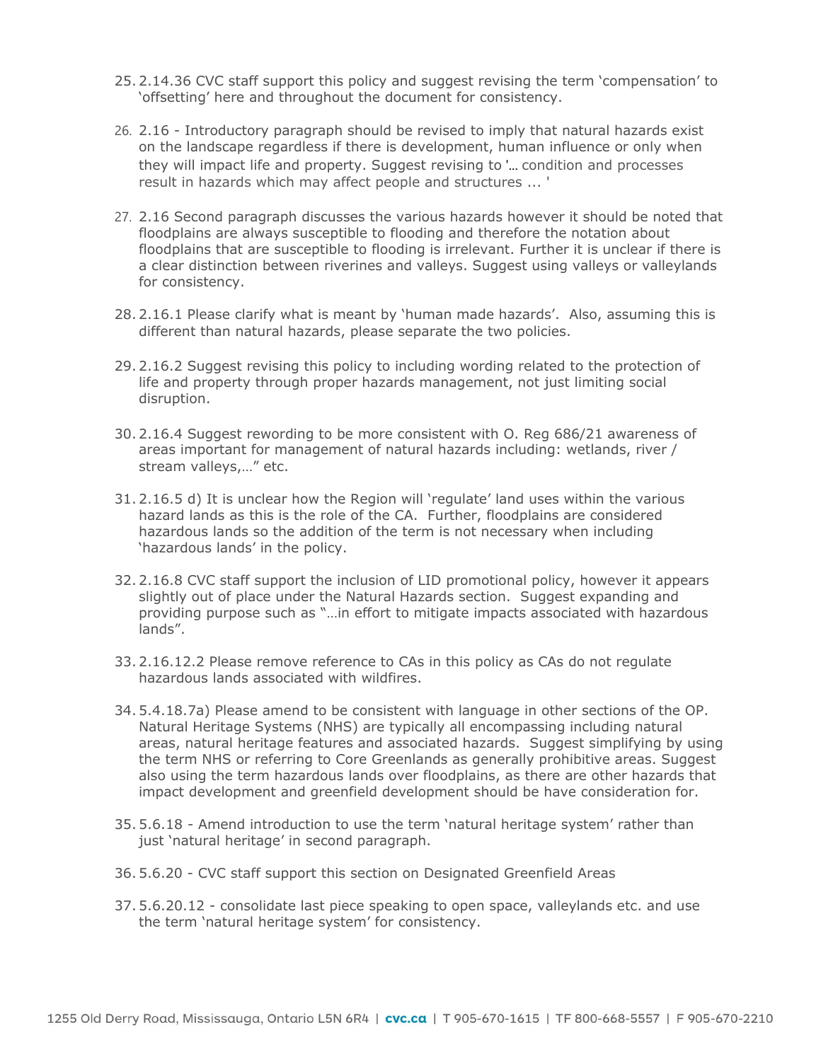25. 2.14.36 CVC staff support this policy and suggest revising the term 'compensation' to 'offsetting' here and throughout the document for consistency.

26. 2.16 - Introductory paragraph should be revised to imply that natural hazards exist on the landscape regardless if there is development, human influence or only when they will impact life and property. Suggest revising to '… condition and processes result in hazards which may affect people and structures ... '

27. 2.16 Second paragraph discusses the various hazards however it should be noted that floodplains are always susceptible to flooding and therefore the notation about floodplains that are susceptible to flooding is irrelevant. Further it is unclear if there is a clear distinction between riverines and valleys. Suggest using valleys or valleylands for consistency.

28. 2.16.1 Please clarify what is meant by 'human made hazards'. Also, assuming this is different than natural hazards, please separate the two policies.

29. 2.16.2 Suggest revising this policy to including wording related to the protection of life and property through proper hazards management, not just limiting social disruption.

30. 2.16.4 Suggest rewording to be more consistent with O. Reg 686/21 awareness of areas important for management of natural hazards including: wetlands, river / stream valleys,…" etc.

31. 2.16.5 d) It is unclear how the Region will 'regulate' land uses within the various hazard lands as this is the role of the CA. Further, floodplains are considered hazardous lands so the addition of the term is not necessary when including 'hazardous lands' in the policy.

32. 2.16.8 CVC staff support the inclusion of LID promotional policy, however it appears slightly out of place under the Natural Hazards section. Suggest expanding and providing purpose such as "…in effort to mitigate impacts associated with hazardous lands".

33. 2.16.12.2 Please remove reference to CAs in this policy as CAs do not regulate hazardous lands associated with wildfires.

34. 5.4.18.7a) Please amend to be consistent with language in other sections of the OP. Natural Heritage Systems (NHS) are typically all encompassing including natural areas, natural heritage features and associated hazards. Suggest simplifying by using the term NHS or referring to Core Greenlands as generally prohibitive areas. Suggest also using the term hazardous lands over floodplains, as there are other hazards that impact development and greenfield development should be have consideration for.

35. 5.6.18 - Amend introduction to use the term 'natural heritage system' rather than just 'natural heritage' in second paragraph.

36. 5.6.20 - CVC staff support this section on Designated Greenfield Areas

37. 5.6.20.12 - consolidate last piece speaking to open space, valleylands etc. and use the term 'natural heritage system' for consistency.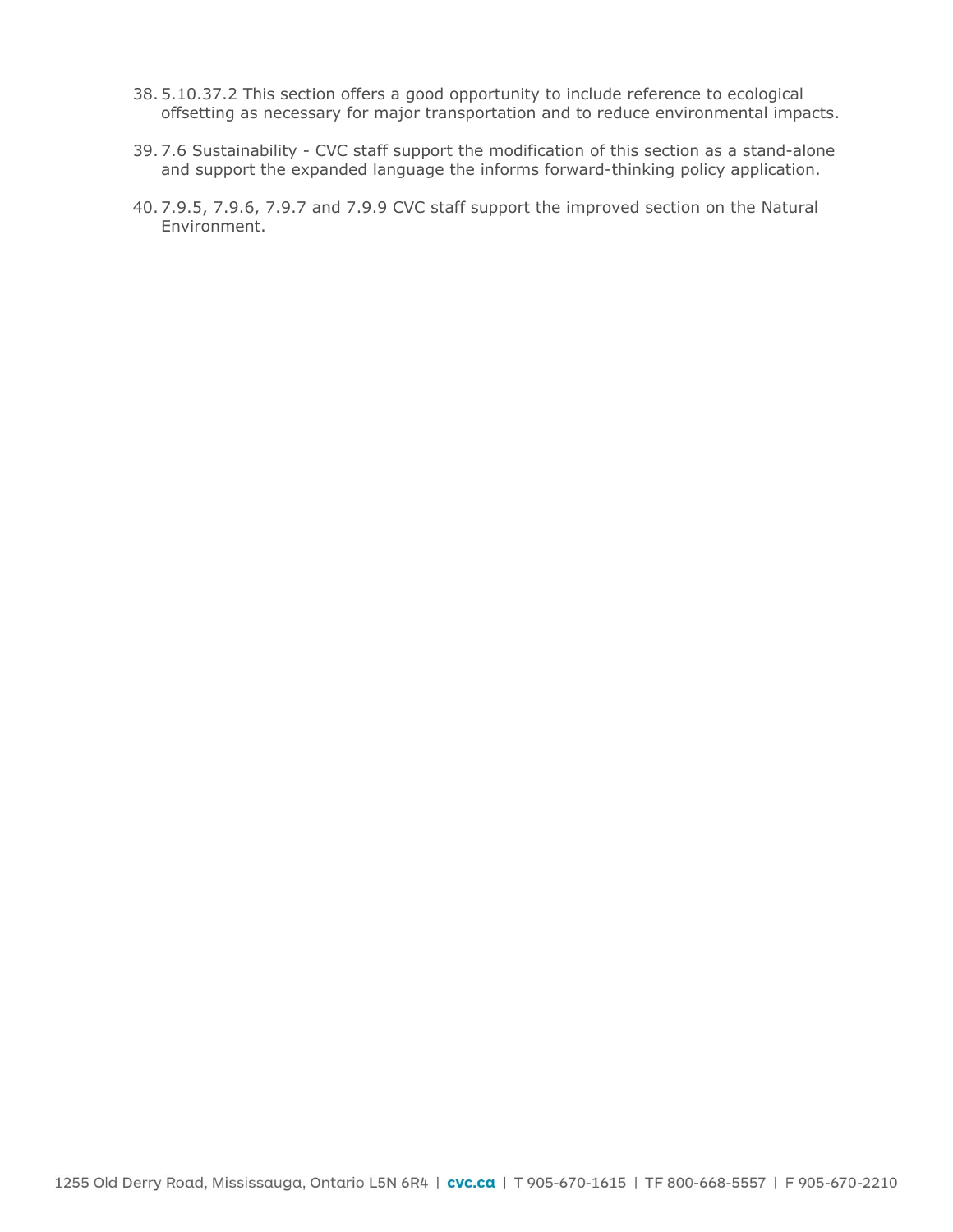38. 5.10.37.2 This section offers a good opportunity to include reference to ecological offsetting as necessary for major transportation and to reduce environmental impacts.

39. 7.6 Sustainability - CVC staff support the modification of this section as a stand-alone and support the expanded language the informs forward-thinking policy application.

40. 7.9.5, 7.9.6, 7.9.7 and 7.9.9 CVC staff support the improved section on the Natural Environment.